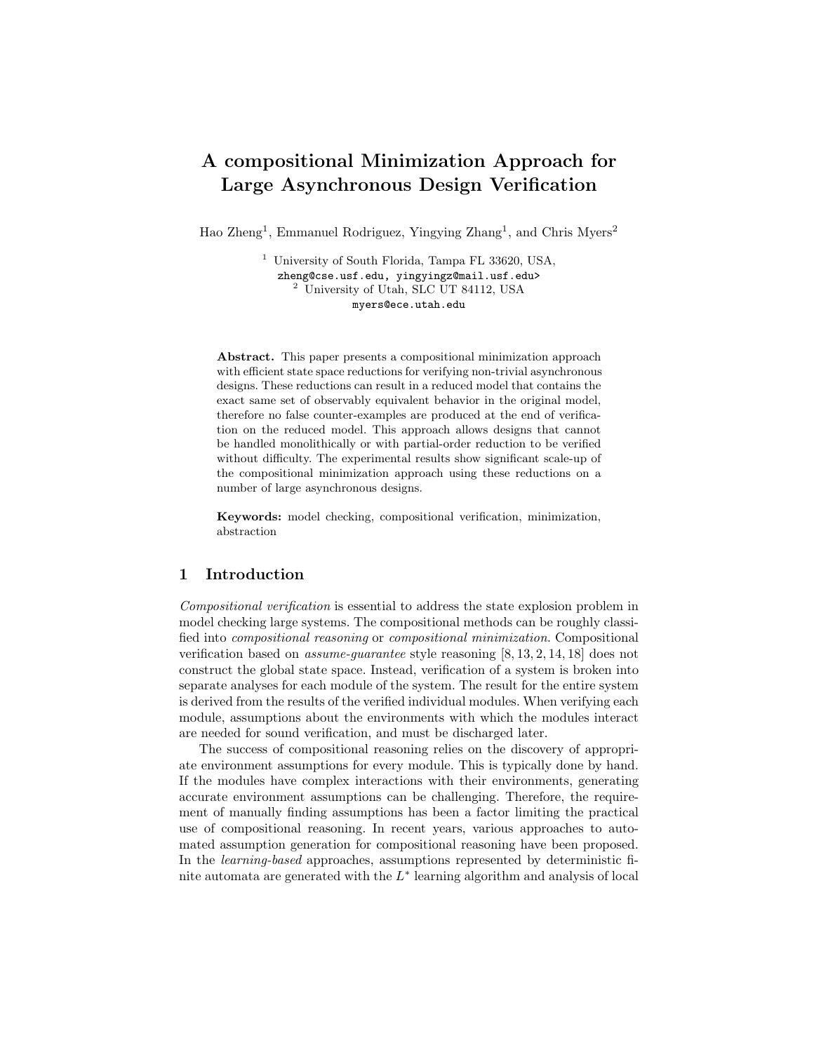# A compositional Minimization Approach for Large Asynchronous Design Verification

Hao Zheng[1], Emmanuel Rodriguez, Yingying Zhang[1], and Chris Myers[2]

[1] University of South Florida, Tampa FL 33620, USA,
zheng@cse.usf.edu, yingyingz@mail.usf.edu>
[2] University of Utah, SLC UT 84112, USA
myers@ece.utah.edu

**Abstract.** This paper presents a compositional minimization approach with efficient state space reductions for verifying non-trivial asynchronous designs. These reductions can result in a reduced model that contains the exact same set of observably equivalent behavior in the original model, therefore no false counter-examples are produced at the end of verification on the reduced model. This approach allows designs that cannot be handled monolithically or with partial-order reduction to be verified without difficulty. The experimental results show significant scale-up of the compositional minimization approach using these reductions on a number of large asynchronous designs.

**Keywords:** model checking, compositional verification, minimization, abstraction

## 1 Introduction

*Compositional verification* is essential to address the state explosion problem in model checking large systems. The compositional methods can be roughly classified into *compositional reasoning* or *compositional minimization*. Compositional verification based on *assume-guarantee* style reasoning [8, 13, 2, 14, 18] does not construct the global state space. Instead, verification of a system is broken into separate analyses for each module of the system. The result for the entire system is derived from the results of the verified individual modules. When verifying each module, assumptions about the environments with which the modules interact are needed for sound verification, and must be discharged later.

The success of compositional reasoning relies on the discovery of appropriate environment assumptions for every module. This is typically done by hand. If the modules have complex interactions with their environments, generating accurate environment assumptions can be challenging. Therefore, the requirement of manually finding assumptions has been a factor limiting the practical use of compositional reasoning. In recent years, various approaches to automated assumption generation for compositional reasoning have been proposed. In the *learning-based* approaches, assumptions represented by deterministic finite automata are generated with the $L^*$ learning algorithm and analysis of local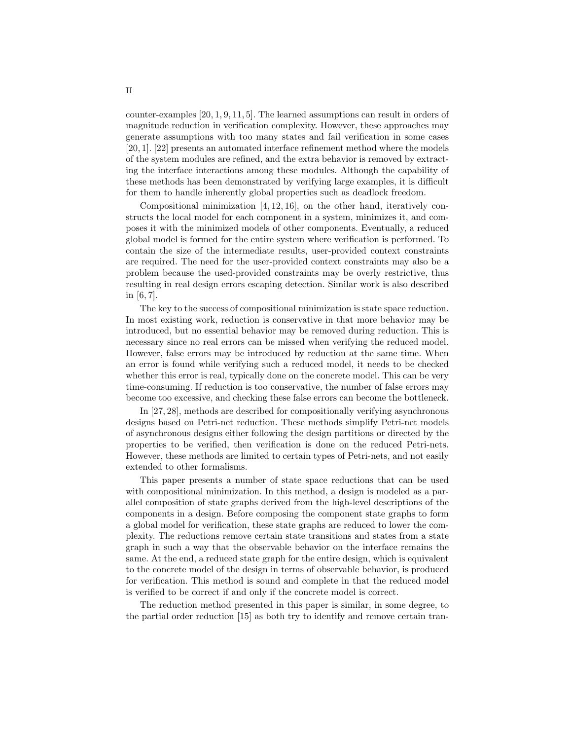counter-examples [20, 1, 9, 11, 5]. The learned assumptions can result in orders of magnitude reduction in verification complexity. However, these approaches may generate assumptions with too many states and fail verification in some cases [20, 1]. [22] presents an automated interface refinement method where the models of the system modules are refined, and the extra behavior is removed by extracting the interface interactions among these modules. Although the capability of these methods has been demonstrated by verifying large examples, it is difficult for them to handle inherently global properties such as deadlock freedom.

Compositional minimization [4, 12, 16], on the other hand, iteratively constructs the local model for each component in a system, minimizes it, and composes it with the minimized models of other components. Eventually, a reduced global model is formed for the entire system where verification is performed. To contain the size of the intermediate results, user-provided context constraints are required. The need for the user-provided context constraints may also be a problem because the used-provided constraints may be overly restrictive, thus resulting in real design errors escaping detection. Similar work is also described in [6, 7].

The key to the success of compositional minimization is state space reduction. In most existing work, reduction is conservative in that more behavior may be introduced, but no essential behavior may be removed during reduction. This is necessary since no real errors can be missed when verifying the reduced model. However, false errors may be introduced by reduction at the same time. When an error is found while verifying such a reduced model, it needs to be checked whether this error is real, typically done on the concrete model. This can be very time-consuming. If reduction is too conservative, the number of false errors may become too excessive, and checking these false errors can become the bottleneck.

In [27, 28], methods are described for compositionally verifying asynchronous designs based on Petri-net reduction. These methods simplify Petri-net models of asynchronous designs either following the design partitions or directed by the properties to be verified, then verification is done on the reduced Petri-nets. However, these methods are limited to certain types of Petri-nets, and not easily extended to other formalisms.

This paper presents a number of state space reductions that can be used with compositional minimization. In this method, a design is modeled as a parallel composition of state graphs derived from the high-level descriptions of the components in a design. Before composing the component state graphs to form a global model for verification, these state graphs are reduced to lower the complexity. The reductions remove certain state transitions and states from a state graph in such a way that the observable behavior on the interface remains the same. At the end, a reduced state graph for the entire design, which is equivalent to the concrete model of the design in terms of observable behavior, is produced for verification. This method is sound and complete in that the reduced model is verified to be correct if and only if the concrete model is correct.

The reduction method presented in this paper is similar, in some degree, to the partial order reduction [15] as both try to identify and remove certain tran-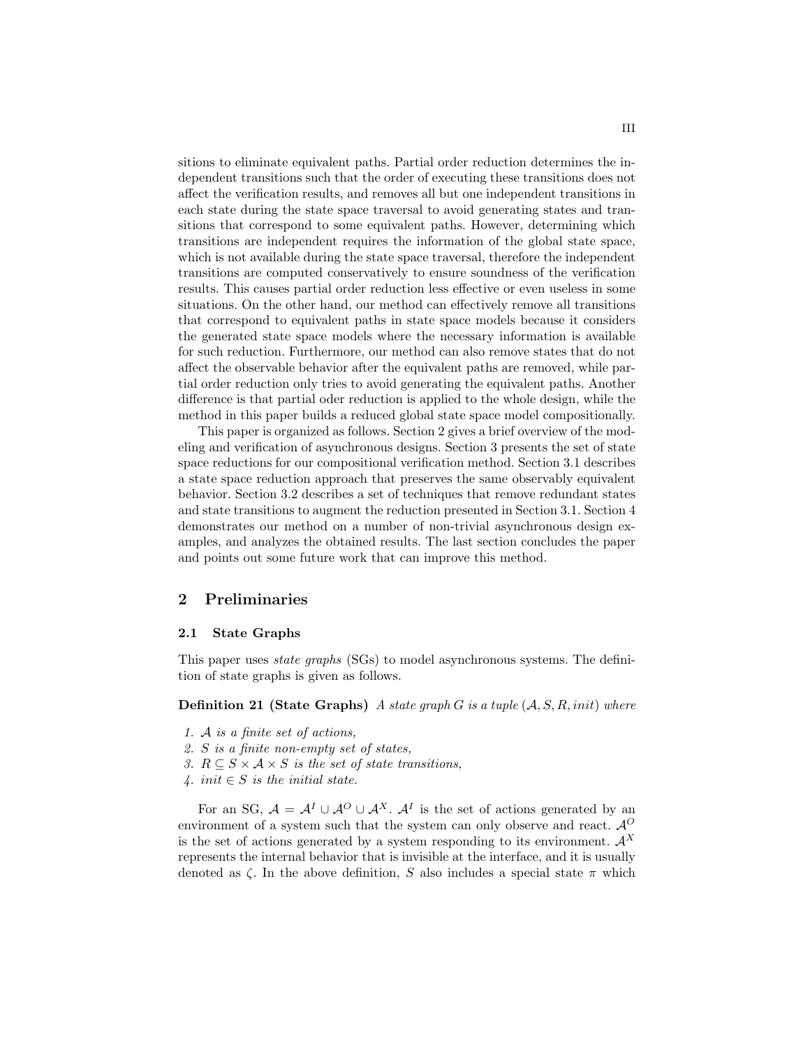sitions to eliminate equivalent paths. Partial order reduction determines the independent transitions such that the order of executing these transitions does not affect the verification results, and removes all but one independent transitions in each state during the state space traversal to avoid generating states and transitions that correspond to some equivalent paths. However, determining which transitions are independent requires the information of the global state space, which is not available during the state space traversal, therefore the independent transitions are computed conservatively to ensure soundness of the verification results. This causes partial order reduction less effective or even useless in some situations. On the other hand, our method can effectively remove all transitions that correspond to equivalent paths in state space models because it considers the generated state space models where the necessary information is available for such reduction. Furthermore, our method can also remove states that do not affect the observable behavior after the equivalent paths are removed, while partial order reduction only tries to avoid generating the equivalent paths. Another difference is that partial oder reduction is applied to the whole design, while the method in this paper builds a reduced global state space model compositionally.

This paper is organized as follows. Section 2 gives a brief overview of the modeling and verification of asynchronous designs. Section 3 presents the set of state space reductions for our compositional verification method. Section 3.1 describes a state space reduction approach that preserves the same observably equivalent behavior. Section 3.2 describes a set of techniques that remove redundant states and state transitions to augment the reduction presented in Section 3.1. Section 4 demonstrates our method on a number of non-trivial asynchronous design examples, and analyzes the obtained results. The last section concludes the paper and points out some future work that can improve this method.

## 2 Preliminaries

### 2.1 State Graphs

This paper uses *state graphs* (SGs) to model asynchronous systems. The definition of state graphs is given as follows.

**Definition 21 (State Graphs)** *A state graph $G$ is a tuple $(\mathcal{A}, S, R, init)$ where*

1. *$\mathcal{A}$ is a finite set of actions,*
2. *$S$ is a finite non-empty set of states,*
3. *$R \subseteq S \times \mathcal{A} \times S$ is the set of state transitions,*
4. *$init \in S$ is the initial state.*

For an SG, $\mathcal{A} = \mathcal{A}^I \cup \mathcal{A}^O \cup \mathcal{A}^X$. $\mathcal{A}^I$ is the set of actions generated by an environment of a system such that the system can only observe and react. $\mathcal{A}^O$ is the set of actions generated by a system responding to its environment. $\mathcal{A}^X$ represents the internal behavior that is invisible at the interface, and it is usually denoted as $\zeta$. In the above definition, $S$ also includes a special state $\pi$ which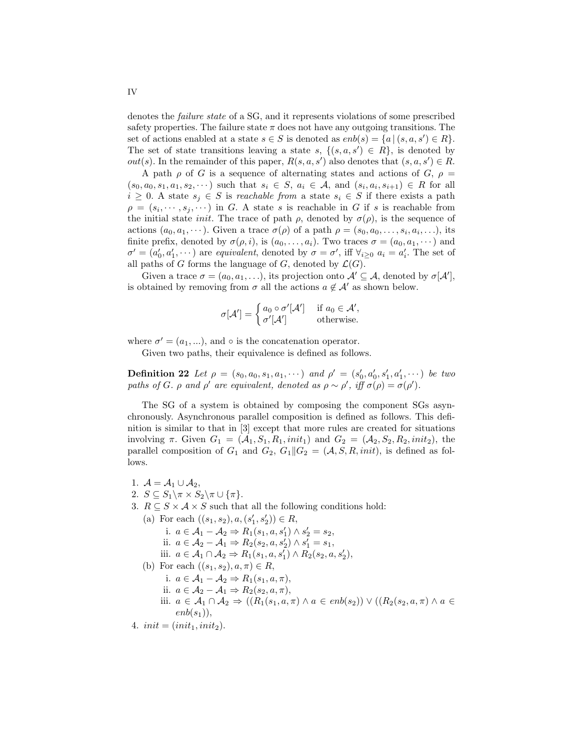denotes the *failure state* of a SG, and it represents violations of some prescribed safety properties. The failure state $\pi$ does not have any outgoing transitions. The set of actions enabled at a state $s \in S$ is denoted as $enb(s) = \{a \,|\, (s, a, s') \in R\}$. The set of state transitions leaving a state $s$, $\{(s, a, s') \in R\}$, is denoted by $out(s)$. In the remainder of this paper, $R(s, a, s')$ also denotes that $(s, a, s') \in R$.

A path $\rho$ of $G$ is a sequence of alternating states and actions of $G$, $\rho = (s_0, a_0, s_1, a_1, s_2, \cdots)$ such that $s_i \in S$, $a_i \in \mathcal{A}$, and $(s_i, a_i, s_{i+1}) \in R$ for all $i \geq 0$. A state $s_j \in S$ is *reachable from* a state $s_i \in S$ if there exists a path $\rho = (s_i, \cdots, s_j, \cdots)$ in $G$. A state $s$ is reachable in $G$ if $s$ is reachable from the initial state *init*. The trace of path $\rho$, denoted by $\sigma(\rho)$, is the sequence of actions $(a_0, a_1, \cdots)$. Given a trace $\sigma(\rho)$ of a path $\rho = (s_0, a_0, \ldots, s_i, a_i, \ldots)$, its finite prefix, denoted by $\sigma(\rho, i)$, is $(a_0, \ldots, a_i)$. Two traces $\sigma = (a_0, a_1, \cdots)$ and $\sigma' = (a'_0, a'_1, \cdots)$ are *equivalent*, denoted by $\sigma = \sigma'$, iff $\forall_{i \geq 0}\; a_i = a'_i$. The set of all paths of $G$ forms the language of $G$, denoted by $\mathcal{L}(G)$.

Given a trace $\sigma = (a_0, a_1, \ldots)$, its projection onto $\mathcal{A}' \subseteq \mathcal{A}$, denoted by $\sigma[\mathcal{A}']$, is obtained by removing from $\sigma$ all the actions $a \notin \mathcal{A}'$ as shown below.

$$\sigma[\mathcal{A}'] = \begin{cases} a_0 \circ \sigma'[\mathcal{A}'] & \text{if } a_0 \in \mathcal{A}', \\ \sigma'[\mathcal{A}'] & \text{otherwise.} \end{cases}$$

where $\sigma' = (a_1, ...)$, and $\circ$ is the concatenation operator.

Given two paths, their equivalence is defined as follows.

**Definition 22** *Let $\rho = (s_0, a_0, s_1, a_1, \cdots)$ and $\rho' = (s'_0, a'_0, s'_1, a'_1, \cdots)$ be two paths of $G$. $\rho$ and $\rho'$ are equivalent, denoted as $\rho \sim \rho'$, iff $\sigma(\rho) = \sigma(\rho')$.*

The SG of a system is obtained by composing the component SGs asynchronously. Asynchronous parallel composition is defined as follows. This definition is similar to that in [3] except that more rules are created for situations involving $\pi$. Given $G_1 = (\mathcal{A}_1, S_1, R_1, init_1)$ and $G_2 = (\mathcal{A}_2, S_2, R_2, init_2)$, the parallel composition of $G_1$ and $G_2$, $G_1 \| G_2 = (\mathcal{A}, S, R, init)$, is defined as follows.

1. $\mathcal{A} = \mathcal{A}_1 \cup \mathcal{A}_2$,
2. $S \subseteq S_1 \backslash \pi \times S_2 \backslash \pi \cup \{\pi\}$.
3. $R \subseteq S \times \mathcal{A} \times S$ such that all the following conditions hold:
   (a) For each $((s_1, s_2), a, (s'_1, s'_2)) \in R$,
      i. $a \in \mathcal{A}_1 - \mathcal{A}_2 \Rightarrow R_1(s_1, a, s'_1) \wedge s'_2 = s_2$,
      ii. $a \in \mathcal{A}_2 - \mathcal{A}_1 \Rightarrow R_2(s_2, a, s'_2) \wedge s'_1 = s_1$,
      iii. $a \in \mathcal{A}_1 \cap \mathcal{A}_2 \Rightarrow R_1(s_1, a, s'_1) \wedge R_2(s_2, a, s'_2)$,
   (b) For each $((s_1, s_2), a, \pi) \in R$,
      i. $a \in \mathcal{A}_1 - \mathcal{A}_2 \Rightarrow R_1(s_1, a, \pi)$,
      ii. $a \in \mathcal{A}_2 - \mathcal{A}_1 \Rightarrow R_2(s_2, a, \pi)$,
      iii. $a \in \mathcal{A}_1 \cap \mathcal{A}_2 \Rightarrow ((R_1(s_1, a, \pi) \wedge a \in enb(s_2)) \vee ((R_2(s_2, a, \pi) \wedge a \in enb(s_1))$,
4. $init = (init_1, init_2)$.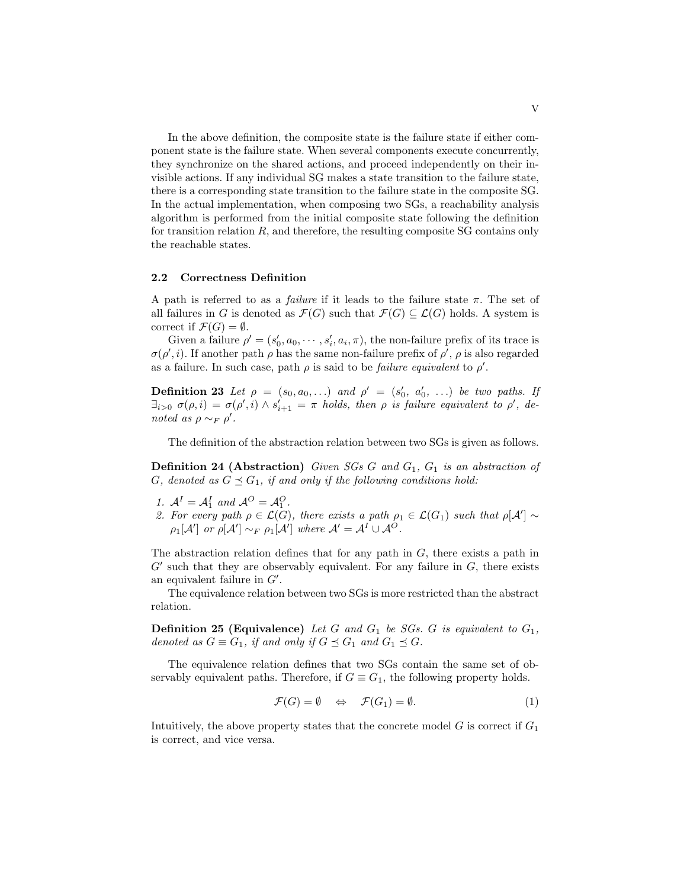In the above definition, the composite state is the failure state if either component state is the failure state. When several components execute concurrently, they synchronize on the shared actions, and proceed independently on their invisible actions. If any individual SG makes a state transition to the failure state, there is a corresponding state transition to the failure state in the composite SG. In the actual implementation, when composing two SGs, a reachability analysis algorithm is performed from the initial composite state following the definition for transition relation $R$, and therefore, the resulting composite SG contains only the reachable states.

### 2.2 Correctness Definition

A path is referred to as a *failure* if it leads to the failure state $\pi$. The set of all failures in $G$ is denoted as $\mathcal{F}(G)$ such that $\mathcal{F}(G) \subseteq \mathcal{L}(G)$ holds. A system is correct if $\mathcal{F}(G) = \emptyset$.

Given a failure $\rho' = (s'_0, a_0, \cdots, s'_i, a_i, \pi)$, the non-failure prefix of its trace is $\sigma(\rho', i)$. If another path $\rho$ has the same non-failure prefix of $\rho'$, $\rho$ is also regarded as a failure. In such case, path $\rho$ is said to be *failure equivalent* to $\rho'$.

**Definition 23** *Let $\rho = (s_0, a_0, \ldots)$ and $\rho' = (s'_0,\ a'_0,\ \ldots)$ be two paths. If $\exists_{i>0}\ \sigma(\rho, i) = \sigma(\rho', i) \wedge s'_{i+1} = \pi$ holds, then $\rho$ is failure equivalent to $\rho'$, denoted as $\rho \sim_F \rho'$.*

The definition of the abstraction relation between two SGs is given as follows.

**Definition 24 (Abstraction)** *Given SGs $G$ and $G_1$, $G_1$ is an abstraction of $G$, denoted as $G \preceq G_1$, if and only if the following conditions hold:*

1. *$\mathcal{A}^I = \mathcal{A}^I_1$ and $\mathcal{A}^O = \mathcal{A}^O_1$.*
2. *For every path $\rho \in \mathcal{L}(G)$, there exists a path $\rho_1 \in \mathcal{L}(G_1)$ such that $\rho[\mathcal{A}'] \sim \rho_1[\mathcal{A}']$ or $\rho[\mathcal{A}'] \sim_F \rho_1[\mathcal{A}']$ where $\mathcal{A}' = \mathcal{A}^I \cup \mathcal{A}^O$.*

The abstraction relation defines that for any path in $G$, there exists a path in $G'$ such that they are observably equivalent. For any failure in $G$, there exists an equivalent failure in $G'$.

The equivalence relation between two SGs is more restricted than the abstract relation.

**Definition 25 (Equivalence)** *Let $G$ and $G_1$ be SGs. $G$ is equivalent to $G_1$, denoted as $G \equiv G_1$, if and only if $G \preceq G_1$ and $G_1 \preceq G$.*

The equivalence relation defines that two SGs contain the same set of observably equivalent paths. Therefore, if $G \equiv G_1$, the following property holds.

$$\mathcal{F}(G) = \emptyset \quad \Leftrightarrow \quad \mathcal{F}(G_1) = \emptyset. \tag{1}$$

Intuitively, the above property states that the concrete model $G$ is correct if $G_1$ is correct, and vice versa.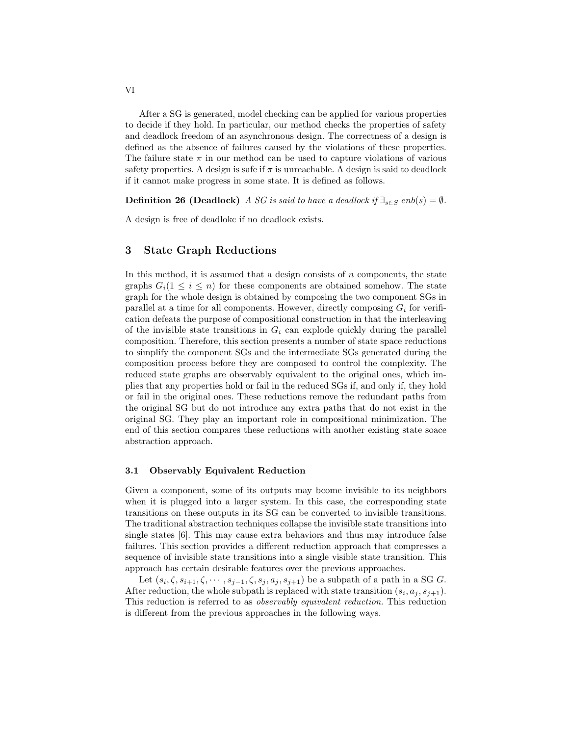After a SG is generated, model checking can be applied for various properties to decide if they hold. In particular, our method checks the properties of safety and deadlock freedom of an asynchronous design. The correctness of a design is defined as the absence of failures caused by the violations of these properties. The failure state $\pi$ in our method can be used to capture violations of various safety properties. A design is safe if $\pi$ is unreachable. A design is said to deadlock if it cannot make progress in some state. It is defined as follows.

**Definition 26 (Deadlock)** *A SG is said to have a deadlock if* $\exists_{s \in S}\ enb(s) = \emptyset$.

A design is free of deadlokc if no deadlock exists.

## 3 State Graph Reductions

In this method, it is assumed that a design consists of $n$ components, the state graphs $G_i (1 \leq i \leq n)$ for these components are obtained somehow. The state graph for the whole design is obtained by composing the two component SGs in parallel at a time for all components. However, directly composing $G_i$ for verification defeats the purpose of compositional construction in that the interleaving of the invisible state transitions in $G_i$ can explode quickly during the parallel composition. Therefore, this section presents a number of state space reductions to simplify the component SGs and the intermediate SGs generated during the composition process before they are composed to control the complexity. The reduced state graphs are observably equivalent to the original ones, which implies that any properties hold or fail in the reduced SGs if, and only if, they hold or fail in the original ones. These reductions remove the redundant paths from the original SG but do not introduce any extra paths that do not exist in the original SG. They play an important role in compositional minimization. The end of this section compares these reductions with another existing state soace abstraction approach.

### 3.1 Observably Equivalent Reduction

Given a component, some of its outputs may bcome invisible to its neighbors when it is plugged into a larger system. In this case, the corresponding state transitions on these outputs in its SG can be converted to invisible transitions. The traditional abstraction techniques collapse the invisible state transitions into single states [6]. This may cause extra behaviors and thus may introduce false failures. This section provides a different reduction approach that compresses a sequence of invisible state transitions into a single visible state transition. This approach has certain desirable features over the previous approaches.

Let $(s_i, \zeta, s_{i+1}, \zeta, \cdots, s_{j-1}, \zeta, s_j, a_j, s_{j+1})$ be a subpath of a path in a SG $G$. After reduction, the whole subpath is replaced with state transition $(s_i, a_j, s_{j+1})$. This reduction is referred to as *observably equivalent reduction*. This reduction is different from the previous approaches in the following ways.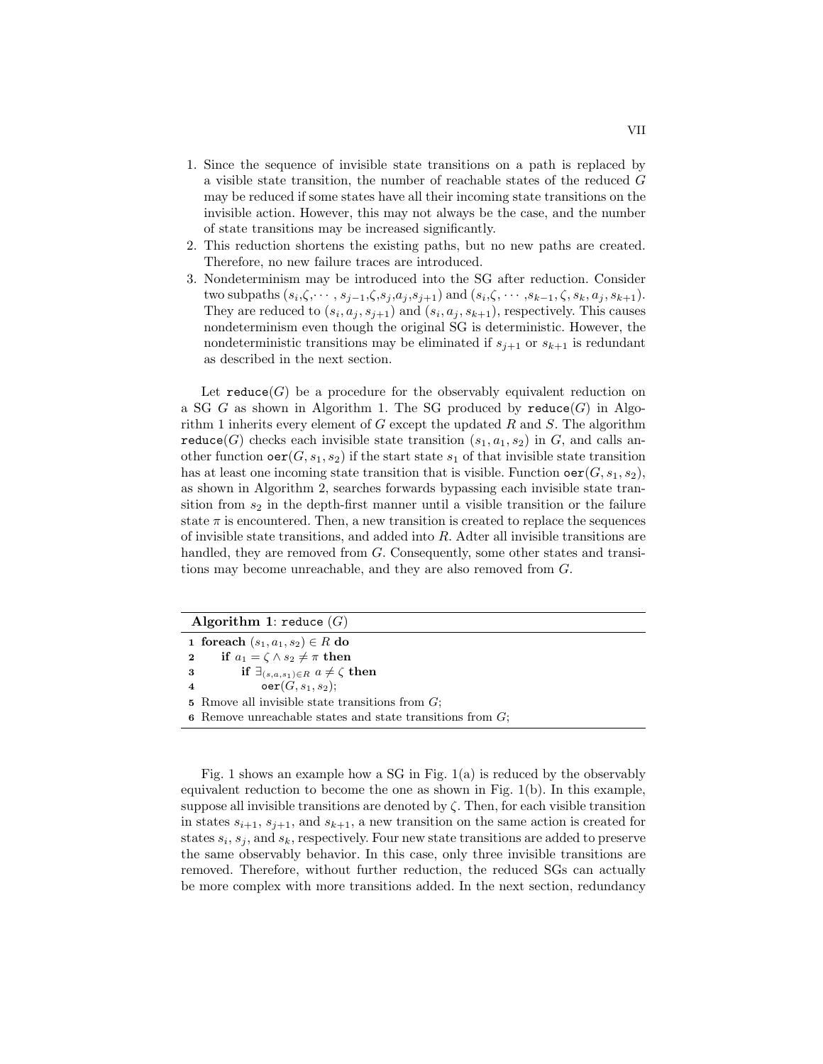1. Since the sequence of invisible state transitions on a path is replaced by a visible state transition, the number of reachable states of the reduced $G$ may be reduced if some states have all their incoming state transitions on the invisible action. However, this may not always be the case, and the number of state transitions may be increased significantly.
2. This reduction shortens the existing paths, but no new paths are created. Therefore, no new failure traces are introduced.
3. Nondeterminism may be introduced into the SG after reduction. Consider two subpaths $(s_i,\zeta,\cdots,s_{j-1},\zeta,s_j,a_j,s_{j+1})$ and $(s_i,\zeta,\cdots,s_{k-1},\zeta,s_k,a_j,s_{k+1})$. They are reduced to $(s_i,a_j,s_{j+1})$ and $(s_i,a_j,s_{k+1})$, respectively. This causes nondeterminism even though the original SG is deterministic. However, the nondeterministic transitions may be eliminated if $s_{j+1}$ or $s_{k+1}$ is redundant as described in the next section.

Let `reduce`$(G)$ be a procedure for the observably equivalent reduction on a SG $G$ as shown in Algorithm 1. The SG produced by `reduce`$(G)$ in Algorithm 1 inherits every element of $G$ except the updated $R$ and $S$. The algorithm `reduce`$(G)$ checks each invisible state transition $(s_1,a_1,s_2)$ in $G$, and calls another function `oer`$(G,s_1,s_2)$ if the start state $s_1$ of that invisible state transition has at least one incoming state transition that is visible. Function `oer`$(G,s_1,s_2)$, as shown in Algorithm 2, searches forwards bypassing each invisible state transition from $s_2$ in the depth-first manner until a visible transition or the failure state $\pi$ is encountered. Then, a new transition is created to replace the sequences of invisible state transitions, and added into $R$. Adter all invisible transitions are handled, they are removed from $G$. Consequently, some other states and transitions may become unreachable, and they are also removed from $G$.

**Algorithm 1**: `reduce` $(G)$

```
1 foreach (s1, a1, s2) ∈ R do
2     if a1 = ζ ∧ s2 ≠ π then
3         if ∃(s,a,s1)∈R a ≠ ζ then
4             oer(G, s1, s2);
5 Rmove all invisible state transitions from G;
6 Remove unreachable states and state transitions from G;
```

Fig. 1 shows an example how a SG in Fig. 1(a) is reduced by the observably equivalent reduction to become the one as shown in Fig. 1(b). In this example, suppose all invisible transitions are denoted by $\zeta$. Then, for each visible transition in states $s_{i+1}$, $s_{j+1}$, and $s_{k+1}$, a new transition on the same action is created for states $s_i$, $s_j$, and $s_k$, respectively. Four new state transitions are added to preserve the same observably behavior. In this case, only three invisible transitions are removed. Therefore, without further reduction, the reduced SGs can actually be more complex with more transitions added. In the next section, redundancy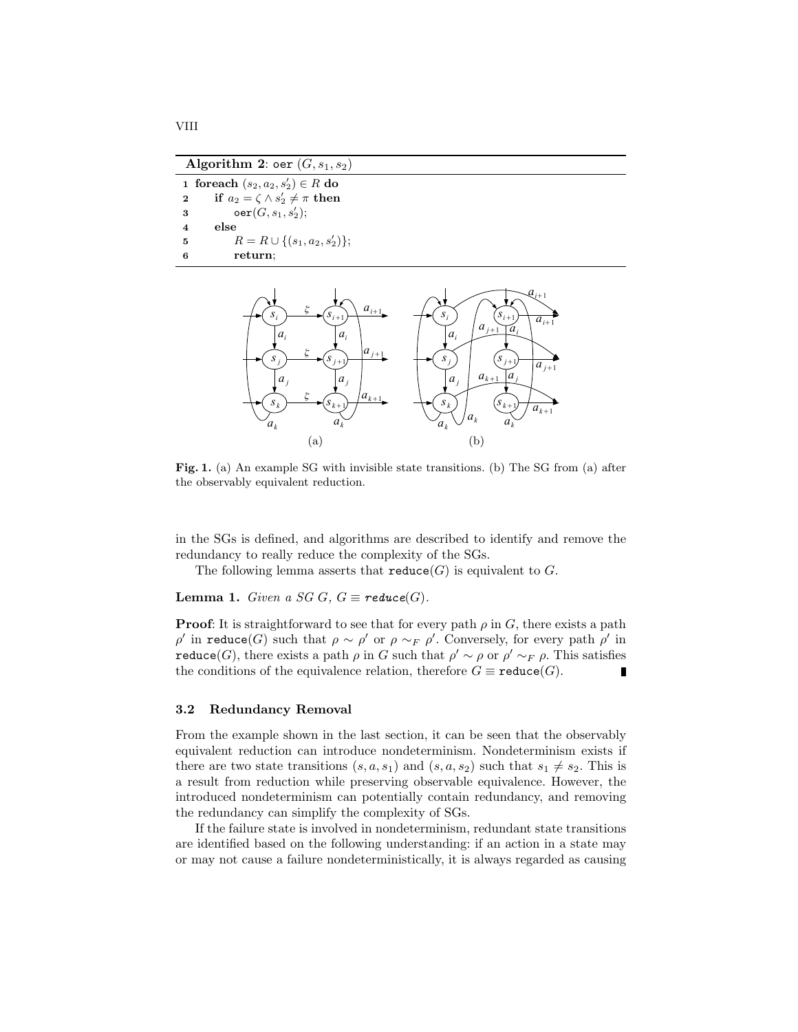**Algorithm 2**: oer $(G, s_1, s_2)$

```
1 foreach (s_2, a_2, s'_2) ∈ R do
2     if a_2 = ζ ∧ s'_2 ≠ π then
3         oer(G, s_1, s'_2);
4     else
5         R = R ∪ {(s_1, a_2, s'_2)};
6         return;
```

**Fig. 1.** (a) An example SG with invisible state transitions. (b) The SG from (a) after the observably equivalent reduction.

in the SGs is defined, and algorithms are described to identify and remove the redundancy to really reduce the complexity of the SGs.

The following lemma asserts that reduce$(G)$ is equivalent to $G$.

**Lemma 1.** *Given a SG $G$, $G \equiv$ reduce$(G)$.*

**Proof**: It is straightforward to see that for every path $\rho$ in $G$, there exists a path $\rho'$ in reduce$(G)$ such that $\rho \sim \rho'$ or $\rho \sim_F \rho'$. Conversely, for every path $\rho'$ in reduce$(G)$, there exists a path $\rho$ in $G$ such that $\rho' \sim \rho$ or $\rho' \sim_F \rho$. This satisfies the conditions of the equivalence relation, therefore $G \equiv$ reduce$(G)$. ∎

### 3.2 Redundancy Removal

From the example shown in the last section, it can be seen that the observably equivalent reduction can introduce nondeterminism. Nondeterminism exists if there are two state transitions $(s, a, s_1)$ and $(s, a, s_2)$ such that $s_1 \neq s_2$. This is a result from reduction while preserving observable equivalence. However, the introduced nondeterminism can potentially contain redundancy, and removing the redundancy can simplify the complexity of SGs.

If the failure state is involved in nondeterminism, redundant state transitions are identified based on the following understanding: if an action in a state may or may not cause a failure nondeterministically, it is always regarded as causing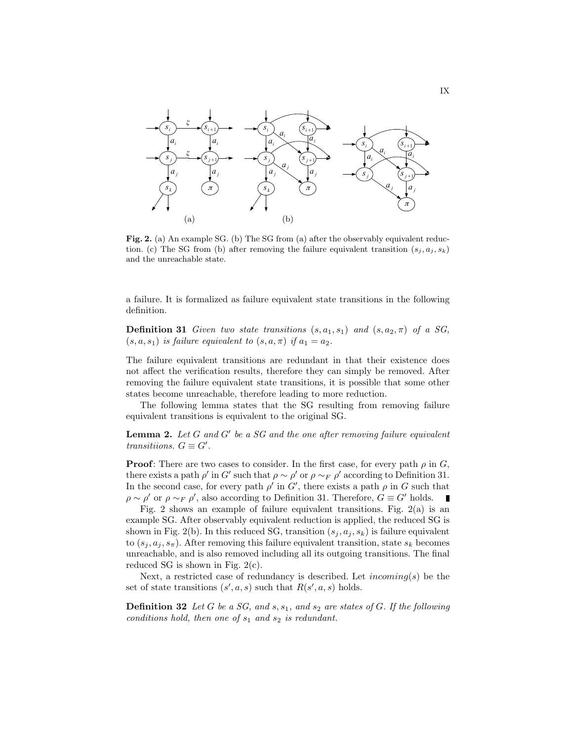**Fig. 2.** (a) An example SG. (b) The SG from (a) after the observably equivalent reduction. (c) The SG from (b) after removing the failure equivalent transition $(s_j, a_j, s_k)$ and the unreachable state.

a failure. It is formalized as failure equivalent state transitions in the following definition.

**Definition 31** *Given two state transitions* $(s, a_1, s_1)$ *and* $(s, a_2, \pi)$ *of a SG,* $(s, a, s_1)$ *is failure equivalent to* $(s, a, \pi)$ *if* $a_1 = a_2$.

The failure equivalent transitions are redundant in that their existence does not affect the verification results, therefore they can simply be removed. After removing the failure equivalent state transitions, it is possible that some other states become unreachable, therefore leading to more reduction.

The following lemma states that the SG resulting from removing failure equivalent transitions is equivalent to the original SG.

**Lemma 2.** *Let* $G$ *and* $G'$ *be a SG and the one after removing failure equivalent transitiions.* $G \equiv G'$.

**Proof**: There are two cases to consider. In the first case, for every path $\rho$ in $G$, there exists a path $\rho'$ in $G'$ such that $\rho \sim \rho'$ or $\rho \sim_F \rho'$ according to Definition 31. In the second case, for every path $\rho'$ in $G'$, there exists a path $\rho$ in $G$ such that $\rho \sim \rho'$ or $\rho \sim_F \rho'$, also according to Definition 31. Therefore, $G \equiv G'$ holds. ∎

Fig. 2 shows an example of failure equivalent transitions. Fig. 2(a) is an example SG. After observably equivalent reduction is applied, the reduced SG is shown in Fig. 2(b). In this reduced SG, transition $(s_j, a_j, s_k)$ is failure equivalent to $(s_j, a_j, s_\pi)$. After removing this failure equivalent transition, state $s_k$ becomes unreachable, and is also removed including all its outgoing transitions. The final reduced SG is shown in Fig. 2(c).

Next, a restricted case of redundancy is described. Let $incoming(s)$ be the set of state transitions $(s', a, s)$ such that $R(s', a, s)$ holds.

**Definition 32** *Let* $G$ *be a SG, and* $s$, $s_1$, *and* $s_2$ *are states of* $G$. *If the following conditions hold, then one of* $s_1$ *and* $s_2$ *is redundant.*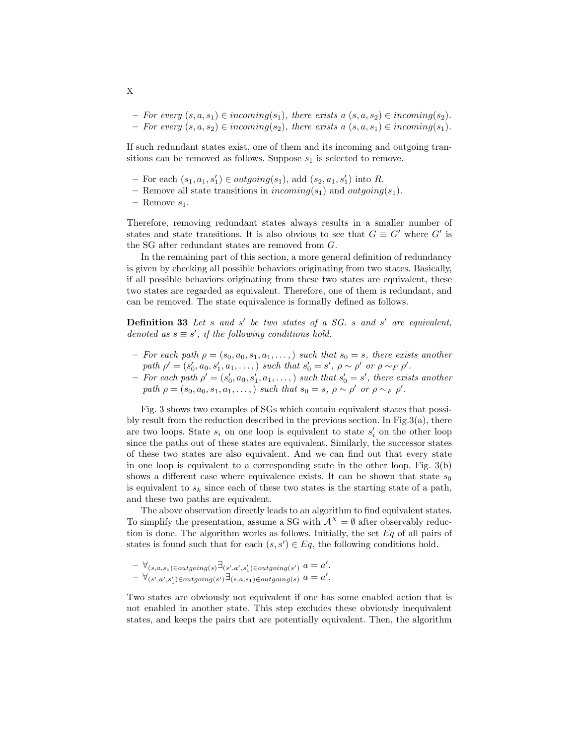- *For every* $(s, a, s_1) \in incoming(s_1)$*, there exists a* $(s, a, s_2) \in incoming(s_2)$*.*
- *For every* $(s, a, s_2) \in incoming(s_2)$*, there exists a* $(s, a, s_1) \in incoming(s_1)$*.*

If such redundant states exist, one of them and its incoming and outgoing transitions can be removed as follows. Suppose $s_1$ is selected to remove.

- For each $(s_1, a_1, s'_1) \in outgoing(s_1)$, add $(s_2, a_1, s'_1)$ into $R$.
- Remove all state transitions in $incoming(s_1)$ and $outgoing(s_1)$.
- Remove $s_1$.

Therefore, removing redundant states always results in a smaller number of states and state transitions. It is also obvious to see that $G \equiv G'$ where $G'$ is the SG after redundant states are removed from $G$.

In the remaining part of this section, a more general definition of redundancy is given by checking all possible behaviors originating from two states. Basically, if all possible behaviors originating from these two states are equivalent, these two states are regarded as equivalent. Therefore, one of them is redundant, and can be removed. The state equivalence is formally defined as follows.

**Definition 33** *Let* $s$ *and* $s'$ *be two states of a SG.* $s$ *and* $s'$ *are equivalent, denoted as* $s \equiv s'$*, if the following conditions hold.*

- *For each path* $\rho = (s_0, a_0, s_1, a_1, \ldots,)$ *such that* $s_0 = s$*, there exists another path* $\rho' = (s'_0, a_0, s'_1, a_1, \ldots,)$ *such that* $s'_0 = s'$*,* $\rho \sim \rho'$ *or* $\rho \sim_F \rho'$*.*
- *For each path* $\rho' = (s'_0, a_0, s'_1, a_1, \ldots,)$ *such that* $s'_0 = s'$*, there exists another path* $\rho = (s_0, a_0, s_1, a_1, \ldots,)$ *such that* $s_0 = s$*,* $\rho \sim \rho'$ *or* $\rho \sim_F \rho'$*.*

Fig. 3 shows two examples of SGs which contain equivalent states that possibly result from the reduction described in the previous section. In Fig.3(a), there are two loops. State $s_i$ on one loop is equivalent to state $s'_i$ on the other loop since the paths out of these states are equivalent. Similarly, the successor states of these two states are also equivalent. And we can find out that every state in one loop is equivalent to a corresponding state in the other loop. Fig. 3(b) shows a different case where equivalence exists. It can be shown that state $s_0$ is equivalent to $s_k$ since each of these two states is the starting state of a path, and these two paths are equivalent.

The above observation directly leads to an algorithm to find equivalent states. To simplify the presentation, assume a SG with $\mathcal{A}^X = \emptyset$ after observably reduction is done. The algorithm works as follows. Initially, the set $Eq$ of all pairs of states is found such that for each $(s, s') \in Eq$, the following conditions hold.

- $\forall_{(s,a,s_1) \in outgoing(s)} \exists_{(s',a',s'_1) \in outgoing(s')} \; a = a'$.
- $\forall_{(s',a',s'_1) \in outgoing(s')} \exists_{(s,a,s_1) \in outgoing(s)} \; a = a'$.

Two states are obviously not equivalent if one has some enabled action that is not enabled in another state. This step excludes these obviously inequivalent states, and keeps the pairs that are potentially equivalent. Then, the algorithm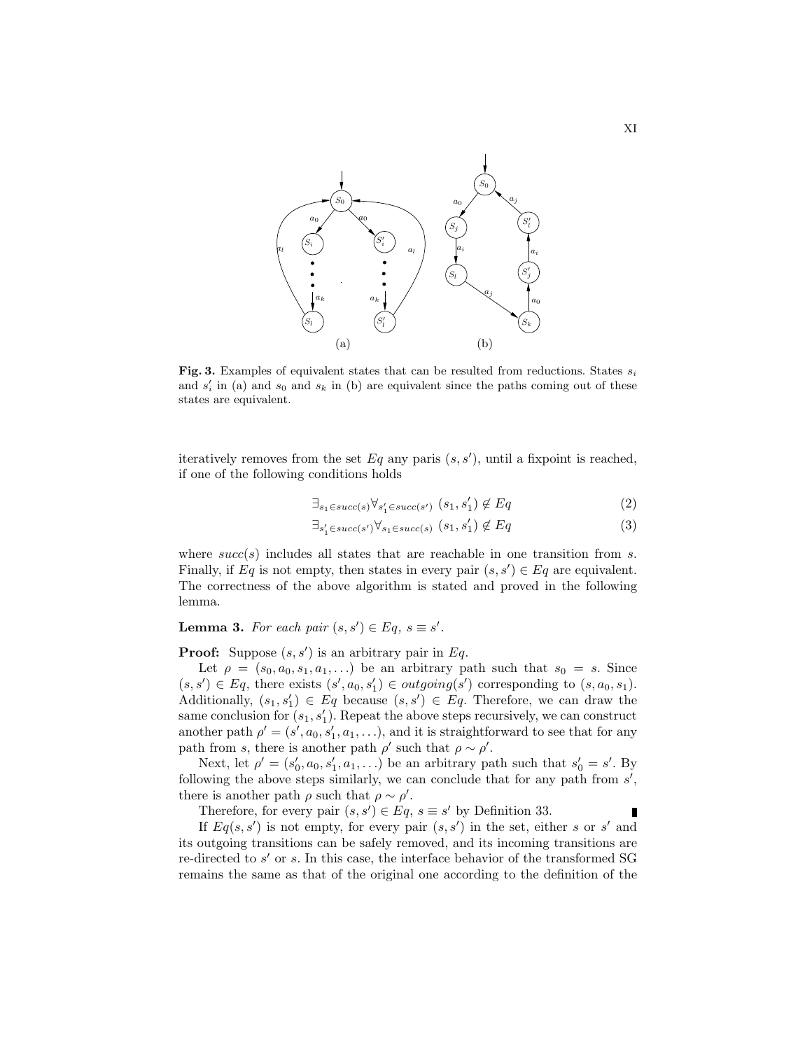**Fig. 3.** Examples of equivalent states that can be resulted from reductions. States $s_i$ and $s'_i$ in (a) and $s_0$ and $s_k$ in (b) are equivalent since the paths coming out of these states are equivalent.

iteratively removes from the set $Eq$ any paris $(s, s')$, until a fixpoint is reached, if one of the following conditions holds

$$\exists_{s_1 \in succ(s)} \forall_{s'_1 \in succ(s')} \ (s_1, s'_1) \notin Eq \tag{2}$$

$$\exists_{s'_1 \in succ(s')} \forall_{s_1 \in succ(s)} \ (s_1, s'_1) \notin Eq \tag{3}$$

where $succ(s)$ includes all states that are reachable in one transition from $s$. Finally, if $Eq$ is not empty, then states in every pair $(s, s') \in Eq$ are equivalent. The correctness of the above algorithm is stated and proved in the following lemma.

**Lemma 3.** *For each pair* $(s, s') \in Eq$, $s \equiv s'$.

**Proof:** Suppose $(s, s')$ is an arbitrary pair in $Eq$.

Let $\rho = (s_0, a_0, s_1, a_1, \ldots)$ be an arbitrary path such that $s_0 = s$. Since $(s, s') \in Eq$, there exists $(s', a_0, s'_1) \in outgoing(s')$ corresponding to $(s, a_0, s_1)$. Additionally, $(s_1, s'_1) \in Eq$ because $(s, s') \in Eq$. Therefore, we can draw the same conclusion for $(s_1, s'_1)$. Repeat the above steps recursively, we can construct another path $\rho' = (s', a_0, s'_1, a_1, \ldots)$, and it is straightforward to see that for any path from $s$, there is another path $\rho'$ such that $\rho \sim \rho'$.

Next, let $\rho' = (s'_0, a_0, s'_1, a_1, \ldots)$ be an arbitrary path such that $s'_0 = s'$. By following the above steps similarly, we can conclude that for any path from $s'$, there is another path $\rho$ such that $\rho \sim \rho'$.

Therefore, for every pair $(s, s') \in Eq$, $s \equiv s'$ by Definition 33. ∎

If $Eq(s, s')$ is not empty, for every pair $(s, s')$ in the set, either $s$ or $s'$ and its outgoing transitions can be safely removed, and its incoming transitions are re-directed to $s'$ or $s$. In this case, the interface behavior of the transformed SG remains the same as that of the original one according to the definition of the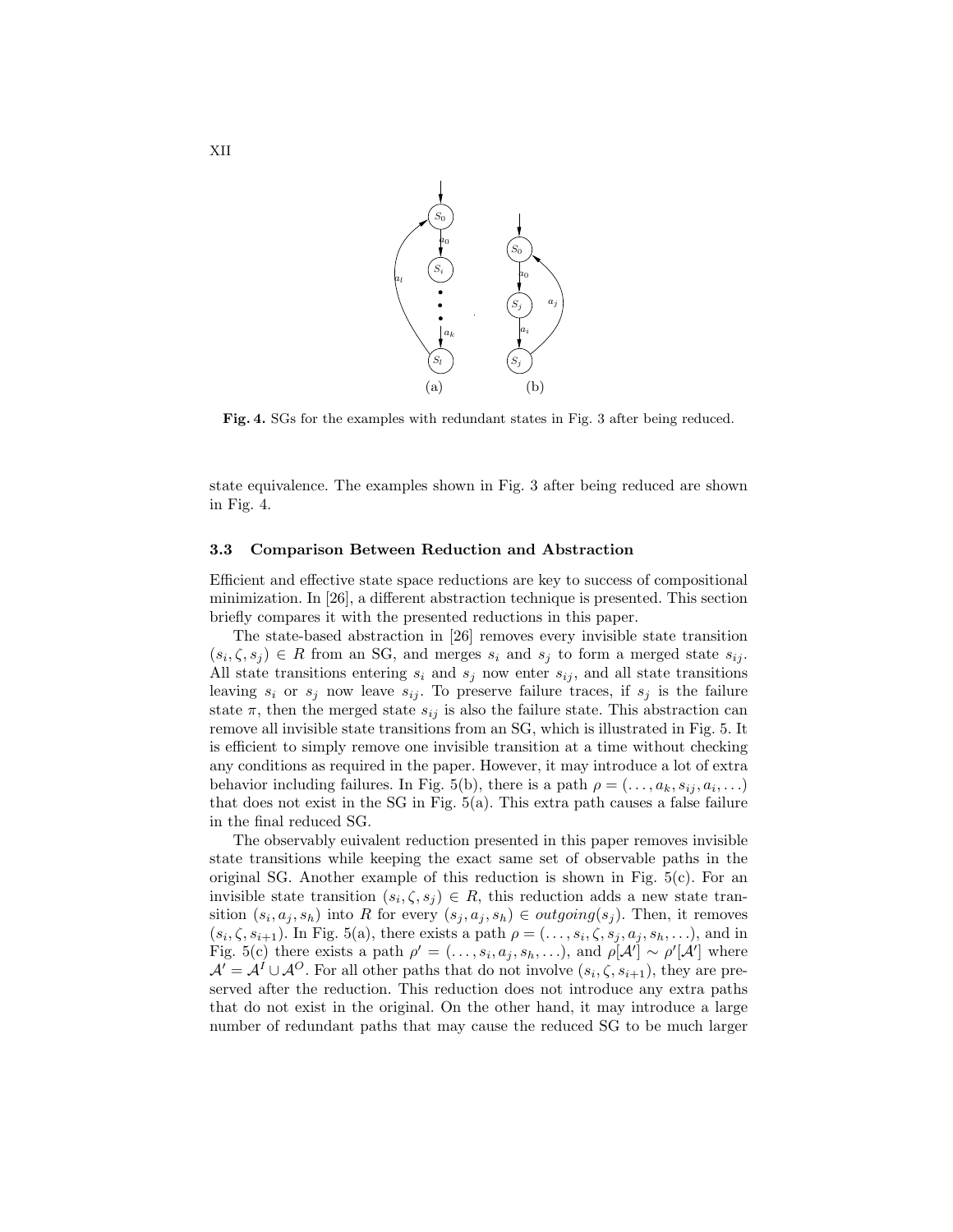**Fig. 4.** SGs for the examples with redundant states in Fig. 3 after being reduced.

state equivalence. The examples shown in Fig. 3 after being reduced are shown in Fig. 4.

### 3.3 Comparison Between Reduction and Abstraction

Efficient and effective state space reductions are key to success of compositional minimization. In [26], a different abstraction technique is presented. This section briefly compares it with the presented reductions in this paper.

The state-based abstraction in [26] removes every invisible state transition $(s_i, \zeta, s_j) \in R$ from an SG, and merges $s_i$ and $s_j$ to form a merged state $s_{ij}$. All state transitions entering $s_i$ and $s_j$ now enter $s_{ij}$, and all state transitions leaving $s_i$ or $s_j$ now leave $s_{ij}$. To preserve failure traces, if $s_j$ is the failure state $\pi$, then the merged state $s_{ij}$ is also the failure state. This abstraction can remove all invisible state transitions from an SG, which is illustrated in Fig. 5. It is efficient to simply remove one invisible transition at a time without checking any conditions as required in the paper. However, it may introduce a lot of extra behavior including failures. In Fig. 5(b), there is a path $\rho = (\ldots, a_k, s_{ij}, a_i, \ldots)$ that does not exist in the SG in Fig. 5(a). This extra path causes a false failure in the final reduced SG.

The observably euivalent reduction presented in this paper removes invisible state transitions while keeping the exact same set of observable paths in the original SG. Another example of this reduction is shown in Fig. 5(c). For an invisible state transition $(s_i, \zeta, s_j) \in R$, this reduction adds a new state transition $(s_i, a_j, s_h)$ into $R$ for every $(s_j, a_j, s_h) \in outgoing(s_j)$. Then, it removes $(s_i, \zeta, s_{i+1})$. In Fig. 5(a), there exists a path $\rho = (\ldots, s_i, \zeta, s_j, a_j, s_h, \ldots)$, and in Fig. 5(c) there exists a path $\rho' = (\ldots, s_i, a_j, s_h, \ldots)$, and $\rho[\mathcal{A}'] \sim \rho'[\mathcal{A}']$ where $\mathcal{A}' = \mathcal{A}^I \cup \mathcal{A}^O$. For all other paths that do not involve $(s_i, \zeta, s_{i+1})$, they are preserved after the reduction. This reduction does not introduce any extra paths that do not exist in the original. On the other hand, it may introduce a large number of redundant paths that may cause the reduced SG to be much larger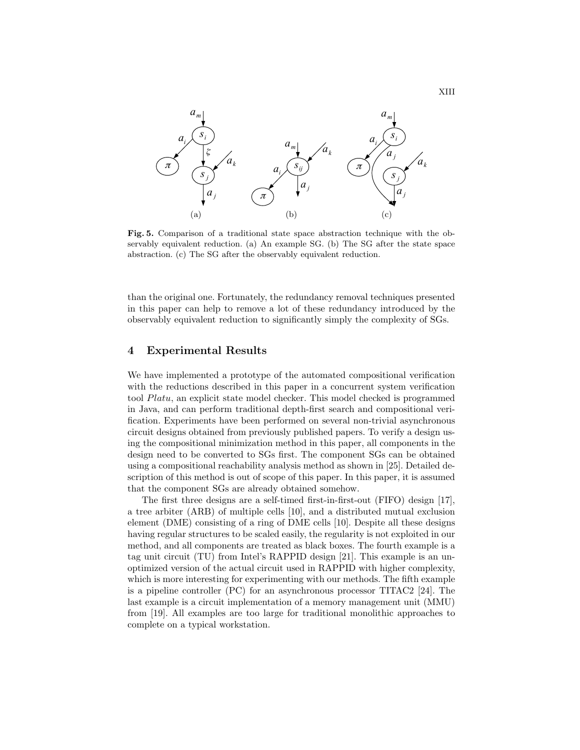**Fig. 5.** Comparison of a traditional state space abstraction technique with the observably equivalent reduction. (a) An example SG. (b) The SG after the state space abstraction. (c) The SG after the observably equivalent reduction.

than the original one. Fortunately, the redundancy removal techniques presented in this paper can help to remove a lot of these redundancy introduced by the observably equivalent reduction to significantly simply the complexity of SGs.

## 4 Experimental Results

We have implemented a prototype of the automated compositional verification with the reductions described in this paper in a concurrent system verification tool *Platu*, an explicit state model checker. This model checked is programmed in Java, and can perform traditional depth-first search and compositional verification. Experiments have been performed on several non-trivial asynchronous circuit designs obtained from previously published papers. To verify a design using the compositional minimization method in this paper, all components in the design need to be converted to SGs first. The component SGs can be obtained using a compositional reachability analysis method as shown in [25]. Detailed description of this method is out of scope of this paper. In this paper, it is assumed that the component SGs are already obtained somehow.

The first three designs are a self-timed first-in-first-out (FIFO) design [17], a tree arbiter (ARB) of multiple cells [10], and a distributed mutual exclusion element (DME) consisting of a ring of DME cells [10]. Despite all these designs having regular structures to be scaled easily, the regularity is not exploited in our method, and all components are treated as black boxes. The fourth example is a tag unit circuit (TU) from Intel's RAPPID design [21]. This example is an unoptimized version of the actual circuit used in RAPPID with higher complexity, which is more interesting for experimenting with our methods. The fifth example is a pipeline controller (PC) for an asynchronous processor TITAC2 [24]. The last example is a circuit implementation of a memory management unit (MMU) from [19]. All examples are too large for traditional monolithic approaches to complete on a typical workstation.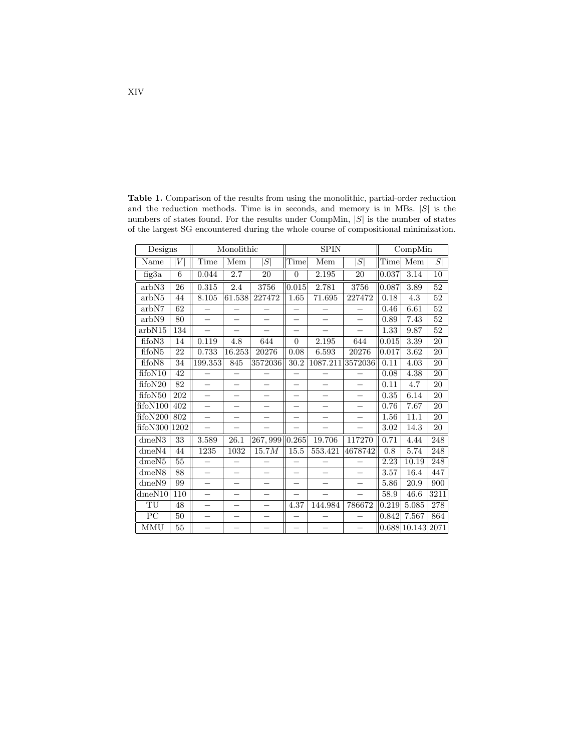**Table 1.** Comparison of the results from using the monolithic, partial-order reduction and the reduction methods. Time is in seconds, and memory is in MBs. $|S|$ is the numbers of states found. For the results under CompMin, $|S|$ is the number of states of the largest SG encountered during the whole course of compositional minimization.

| Designs | | Monolithic | | | SPIN | | | CompMin | | |
|---|---|---|---|---|---|---|---|---|---|---|
| Name | $\|V\|$ | Time | Mem | $\|S\|$ | Time | Mem | $\|S\|$ | Time | Mem | $\|S\|$ |
| fig3a | 6 | 0.044 | 2.7 | 20 | 0 | 2.195 | 20 | 0.037 | 3.14 | 10 |
| arbN3 | 26 | 0.315 | 2.4 | 3756 | 0.015 | 2.781 | 3756 | 0.087 | 3.89 | 52 |
| arbN5 | 44 | 8.105 | 61.538 | 227472 | 1.65 | 71.695 | 227472 | 0.18 | 4.3 | 52 |
| arbN7 | 62 | – | – | – | – | – | – | 0.46 | 6.61 | 52 |
| arbN9 | 80 | – | – | – | – | – | – | 0.89 | 7.43 | 52 |
| arbN15 | 134 | – | – | – | – | – | – | 1.33 | 9.87 | 52 |
| fifoN3 | 14 | 0.119 | 4.8 | 644 | 0 | 2.195 | 644 | 0.015 | 3.39 | 20 |
| fifoN5 | 22 | 0.733 | 16.253 | 20276 | 0.08 | 6.593 | 20276 | 0.017 | 3.62 | 20 |
| fifoN8 | 34 | 199.353 | 845 | 3572036 | 30.2 | 1087.211 | 3572036 | 0.11 | 4.03 | 20 |
| fifoN10 | 42 | – | – | – | – | – | – | 0.08 | 4.38 | 20 |
| fifoN20 | 82 | – | – | – | – | – | – | 0.11 | 4.7 | 20 |
| fifoN50 | 202 | – | – | – | – | – | – | 0.35 | 6.14 | 20 |
| fifoN100 | 402 | – | – | – | – | – | – | 0.76 | 7.67 | 20 |
| fifoN200 | 802 | – | – | – | – | – | – | 1.56 | 11.1 | 20 |
| fifoN300 | 1202 | – | – | – | – | – | – | 3.02 | 14.3 | 20 |
| dmeN3 | 33 | 3.589 | 26.1 | 267,999 | 0.265 | 19.706 | 117270 | 0.71 | 4.44 | 248 |
| dmeN4 | 44 | 1235 | 1032 | $15.7M$ | 15.5 | 553.421 | 4678742 | 0.8 | 5.74 | 248 |
| dmeN5 | 55 | – | – | – | – | – | – | 2.23 | 10.19 | 248 |
| dmeN8 | 88 | – | – | – | – | – | – | 3.57 | 16.4 | 447 |
| dmeN9 | 99 | – | – | – | – | – | – | 5.86 | 20.9 | 900 |
| dmeN10 | 110 | – | – | – | – | – | – | 58.9 | 46.6 | 3211 |
| TU | 48 | – | – | – | 4.37 | 144.984 | 786672 | 0.219 | 5.085 | 278 |
| PC | 50 | – | – | – | – | – | – | 0.842 | 7.567 | 864 |
| MMU | 55 | – | – | – | – | – | – | 0.688 | 10.143 | 2071 |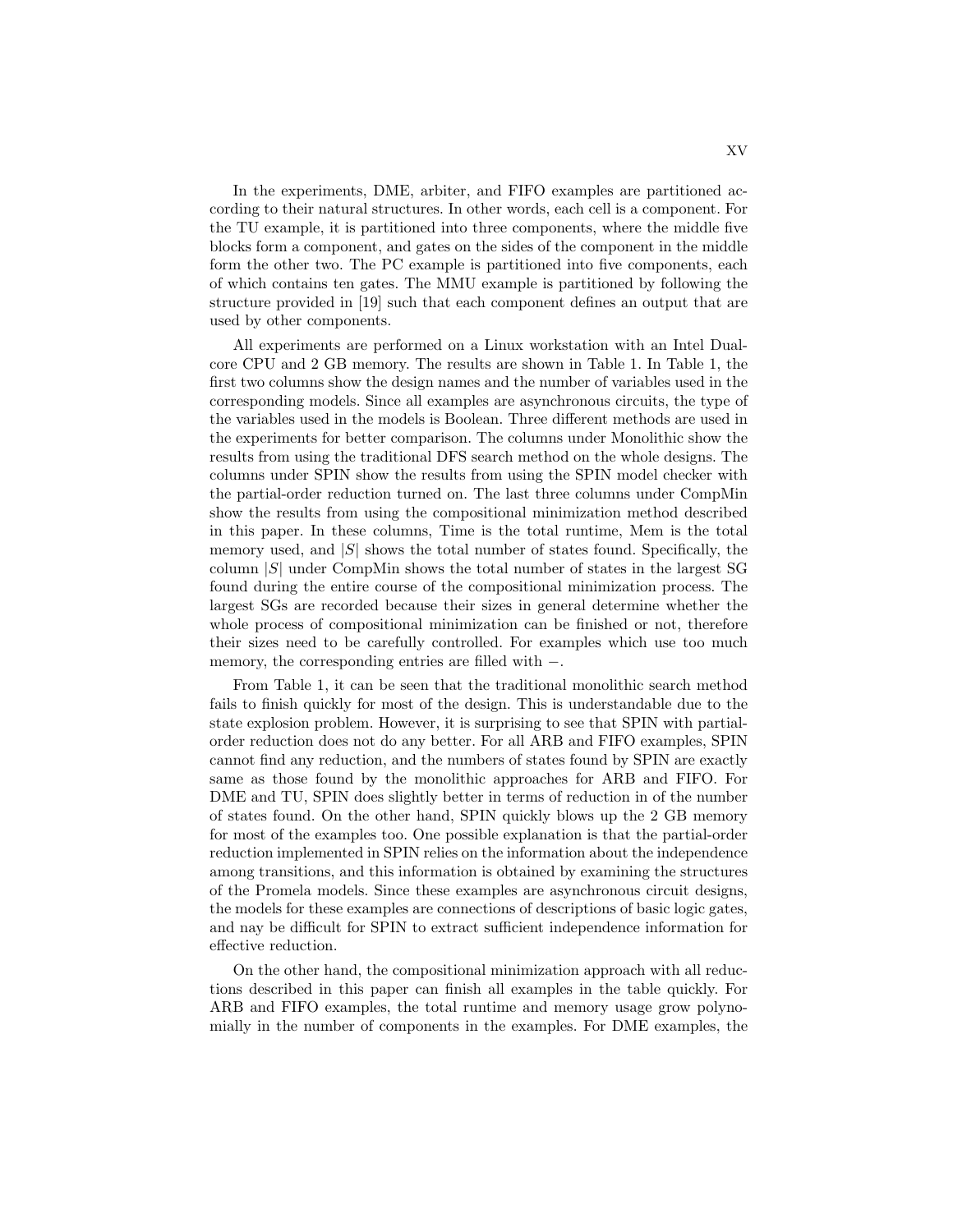In the experiments, DME, arbiter, and FIFO examples are partitioned according to their natural structures. In other words, each cell is a component. For the TU example, it is partitioned into three components, where the middle five blocks form a component, and gates on the sides of the component in the middle form the other two. The PC example is partitioned into five components, each of which contains ten gates. The MMU example is partitioned by following the structure provided in [19] such that each component defines an output that are used by other components.

All experiments are performed on a Linux workstation with an Intel Dual-core CPU and 2 GB memory. The results are shown in Table 1. In Table 1, the first two columns show the design names and the number of variables used in the corresponding models. Since all examples are asynchronous circuits, the type of the variables used in the models is Boolean. Three different methods are used in the experiments for better comparison. The columns under Monolithic show the results from using the traditional DFS search method on the whole designs. The columns under SPIN show the results from using the SPIN model checker with the partial-order reduction turned on. The last three columns under CompMin show the results from using the compositional minimization method described in this paper. In these columns, Time is the total runtime, Mem is the total memory used, and $|S|$ shows the total number of states found. Specifically, the column $|S|$ under CompMin shows the total number of states in the largest SG found during the entire course of the compositional minimization process. The largest SGs are recorded because their sizes in general determine whether the whole process of compositional minimization can be finished or not, therefore their sizes need to be carefully controlled. For examples which use too much memory, the corresponding entries are filled with $-$.

From Table 1, it can be seen that the traditional monolithic search method fails to finish quickly for most of the design. This is understandable due to the state explosion problem. However, it is surprising to see that SPIN with partial-order reduction does not do any better. For all ARB and FIFO examples, SPIN cannot find any reduction, and the numbers of states found by SPIN are exactly same as those found by the monolithic approaches for ARB and FIFO. For DME and TU, SPIN does slightly better in terms of reduction in of the number of states found. On the other hand, SPIN quickly blows up the 2 GB memory for most of the examples too. One possible explanation is that the partial-order reduction implemented in SPIN relies on the information about the independence among transitions, and this information is obtained by examining the structures of the Promela models. Since these examples are asynchronous circuit designs, the models for these examples are connections of descriptions of basic logic gates, and nay be difficult for SPIN to extract sufficient independence information for effective reduction.

On the other hand, the compositional minimization approach with all reductions described in this paper can finish all examples in the table quickly. For ARB and FIFO examples, the total runtime and memory usage grow polynomially in the number of components in the examples. For DME examples, the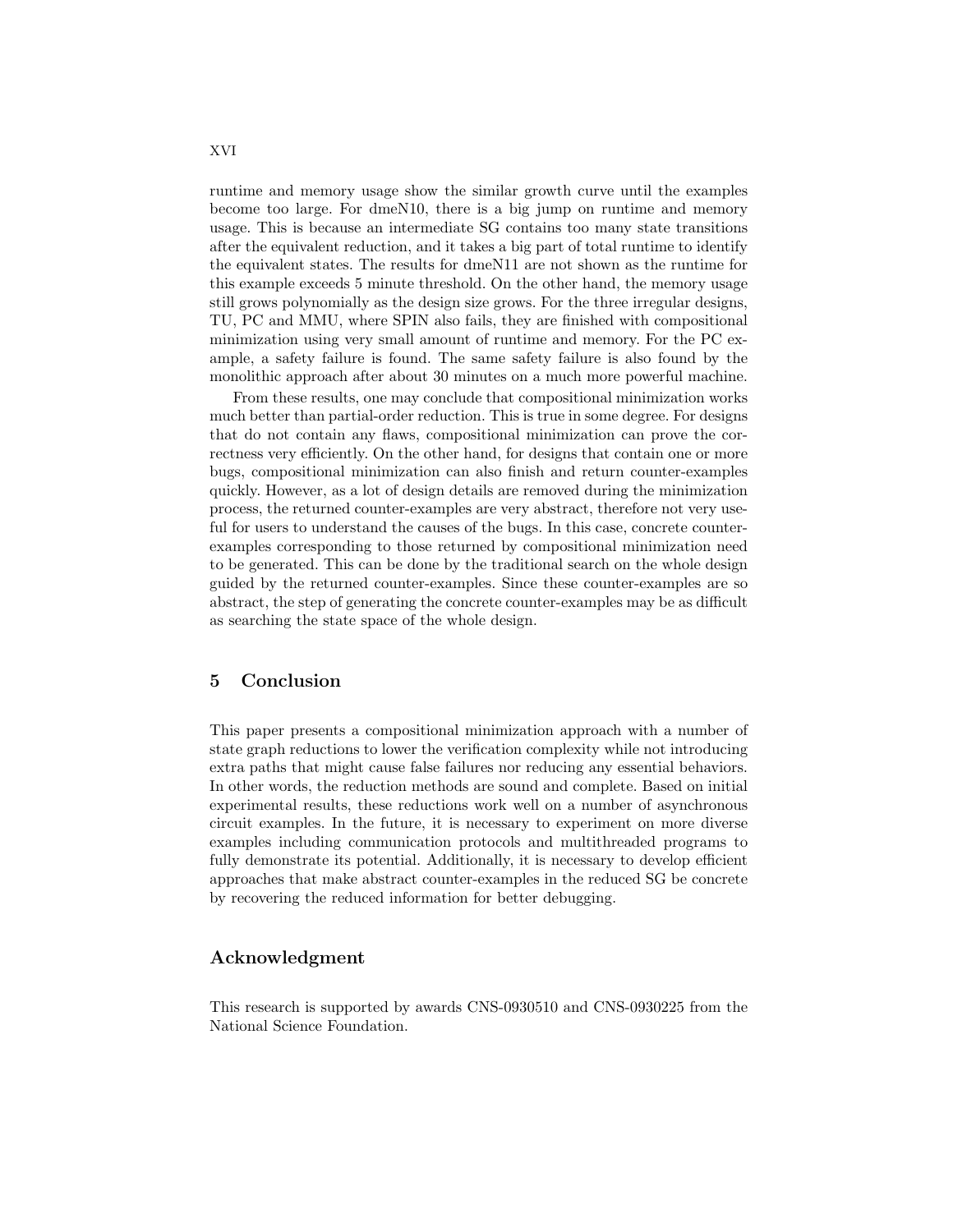runtime and memory usage show the similar growth curve until the examples become too large. For dmeN10, there is a big jump on runtime and memory usage. This is because an intermediate SG contains too many state transitions after the equivalent reduction, and it takes a big part of total runtime to identify the equivalent states. The results for dmeN11 are not shown as the runtime for this example exceeds 5 minute threshold. On the other hand, the memory usage still grows polynomially as the design size grows. For the three irregular designs, TU, PC and MMU, where SPIN also fails, they are finished with compositional minimization using very small amount of runtime and memory. For the PC example, a safety failure is found. The same safety failure is also found by the monolithic approach after about 30 minutes on a much more powerful machine.

From these results, one may conclude that compositional minimization works much better than partial-order reduction. This is true in some degree. For designs that do not contain any flaws, compositional minimization can prove the correctness very efficiently. On the other hand, for designs that contain one or more bugs, compositional minimization can also finish and return counter-examples quickly. However, as a lot of design details are removed during the minimization process, the returned counter-examples are very abstract, therefore not very useful for users to understand the causes of the bugs. In this case, concrete counter-examples corresponding to those returned by compositional minimization need to be generated. This can be done by the traditional search on the whole design guided by the returned counter-examples. Since these counter-examples are so abstract, the step of generating the concrete counter-examples may be as difficult as searching the state space of the whole design.

## 5 Conclusion

This paper presents a compositional minimization approach with a number of state graph reductions to lower the verification complexity while not introducing extra paths that might cause false failures nor reducing any essential behaviors. In other words, the reduction methods are sound and complete. Based on initial experimental results, these reductions work well on a number of asynchronous circuit examples. In the future, it is necessary to experiment on more diverse examples including communication protocols and multithreaded programs to fully demonstrate its potential. Additionally, it is necessary to develop efficient approaches that make abstract counter-examples in the reduced SG be concrete by recovering the reduced information for better debugging.

## Acknowledgment

This research is supported by awards CNS-0930510 and CNS-0930225 from the National Science Foundation.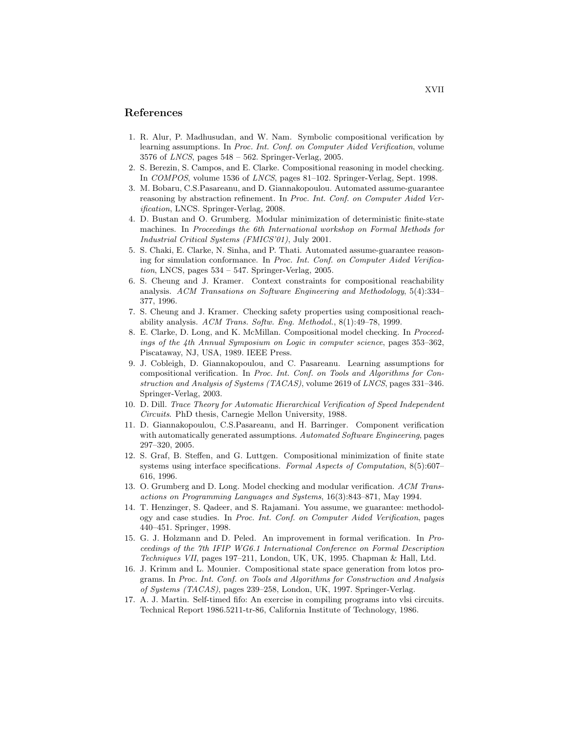## References

1. R. Alur, P. Madhusudan, and W. Nam. Symbolic compositional verification by learning assumptions. In *Proc. Int. Conf. on Computer Aided Verification*, volume 3576 of *LNCS*, pages 548 – 562. Springer-Verlag, 2005.
2. S. Berezin, S. Campos, and E. Clarke. Compositional reasoning in model checking. In *COMPOS*, volume 1536 of *LNCS*, pages 81–102. Springer-Verlag, Sept. 1998.
3. M. Bobaru, C.S.Pasareanu, and D. Giannakopoulou. Automated assume-guarantee reasoning by abstraction refinement. In *Proc. Int. Conf. on Computer Aided Verification*, LNCS. Springer-Verlag, 2008.
4. D. Bustan and O. Grumberg. Modular minimization of deterministic finite-state machines. In *Proceedings the 6th International workshop on Formal Methods for Industrial Critical Systems (FMICS'01)*, July 2001.
5. S. Chaki, E. Clarke, N. Sinha, and P. Thati. Automated assume-guarantee reasoning for simulation conformance. In *Proc. Int. Conf. on Computer Aided Verification*, LNCS, pages 534 – 547. Springer-Verlag, 2005.
6. S. Cheung and J. Kramer. Context constraints for compositional reachability analysis. *ACM Transations on Software Engineering and Methodology*, 5(4):334–377, 1996.
7. S. Cheung and J. Kramer. Checking safety properties using compositional reachability analysis. *ACM Trans. Softw. Eng. Methodol.*, 8(1):49–78, 1999.
8. E. Clarke, D. Long, and K. McMillan. Compositional model checking. In *Proceedings of the 4th Annual Symposium on Logic in computer science*, pages 353–362, Piscataway, NJ, USA, 1989. IEEE Press.
9. J. Cobleigh, D. Giannakopoulou, and C. Pasareanu. Learning assumptions for compositional verification. In *Proc. Int. Conf. on Tools and Algorithms for Construction and Analysis of Systems (TACAS)*, volume 2619 of *LNCS*, pages 331–346. Springer-Verlag, 2003.
10. D. Dill. *Trace Theory for Automatic Hierarchical Verification of Speed Independent Circuits*. PhD thesis, Carnegie Mellon University, 1988.
11. D. Giannakopoulou, C.S.Pasareanu, and H. Barringer. Component verification with automatically generated assumptions. *Automated Software Engineering*, pages 297–320, 2005.
12. S. Graf, B. Steffen, and G. Luttgen. Compositional minimization of finite state systems using interface specifications. *Formal Aspects of Computation*, 8(5):607–616, 1996.
13. O. Grumberg and D. Long. Model checking and modular verification. *ACM Transactions on Programming Languages and Systems*, 16(3):843–871, May 1994.
14. T. Henzinger, S. Qadeer, and S. Rajamani. You assume, we guarantee: methodology and case studies. In *Proc. Int. Conf. on Computer Aided Verification*, pages 440–451. Springer, 1998.
15. G. J. Holzmann and D. Peled. An improvement in formal verification. In *Proceedings of the 7th IFIP WG6.1 International Conference on Formal Description Techniques VII*, pages 197–211, London, UK, UK, 1995. Chapman & Hall, Ltd.
16. J. Krimm and L. Mounier. Compositional state space generation from lotos programs. In *Proc. Int. Conf. on Tools and Algorithms for Construction and Analysis of Systems (TACAS)*, pages 239–258, London, UK, 1997. Springer-Verlag.
17. A. J. Martin. Self-timed fifo: An exercise in compiling programs into vlsi circuits. Technical Report 1986.5211-tr-86, California Institute of Technology, 1986.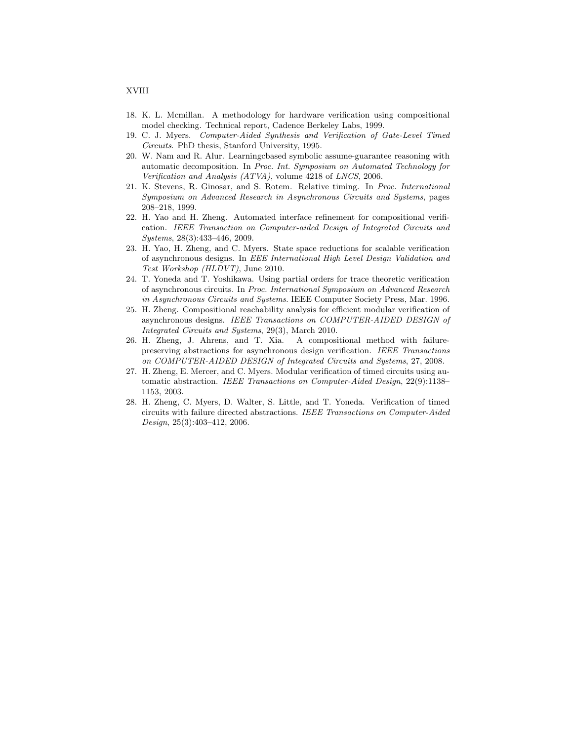18. K. L. Mcmillan. A methodology for hardware verification using compositional model checking. Technical report, Cadence Berkeley Labs, 1999.
19. C. J. Myers. *Computer-Aided Synthesis and Verification of Gate-Level Timed Circuits*. PhD thesis, Stanford University, 1995.
20. W. Nam and R. Alur. Learningcbased symbolic assume-guarantee reasoning with automatic decomposition. In *Proc. Int. Symposium on Automated Technology for Verification and Analysis (ATVA)*, volume 4218 of *LNCS*, 2006.
21. K. Stevens, R. Ginosar, and S. Rotem. Relative timing. In *Proc. International Symposium on Advanced Research in Asynchronous Circuits and Systems*, pages 208–218, 1999.
22. H. Yao and H. Zheng. Automated interface refinement for compositional verification. *IEEE Transaction on Computer-aided Design of Integrated Circuits and Systems*, 28(3):433–446, 2009.
23. H. Yao, H. Zheng, and C. Myers. State space reductions for scalable verification of asynchronous designs. In *EEE International High Level Design Validation and Test Workshop (HLDVT)*, June 2010.
24. T. Yoneda and T. Yoshikawa. Using partial orders for trace theoretic verification of asynchronous circuits. In *Proc. International Symposium on Advanced Research in Asynchronous Circuits and Systems*. IEEE Computer Society Press, Mar. 1996.
25. H. Zheng. Compositional reachability analysis for efficient modular verification of asynchronous designs. *IEEE Transactions on COMPUTER-AIDED DESIGN of Integrated Circuits and Systems*, 29(3), March 2010.
26. H. Zheng, J. Ahrens, and T. Xia. A compositional method with failure-preserving abstractions for asynchronous design verification. *IEEE Transactions on COMPUTER-AIDED DESIGN of Integrated Circuits and Systems*, 27, 2008.
27. H. Zheng, E. Mercer, and C. Myers. Modular verification of timed circuits using automatic abstraction. *IEEE Transactions on Computer-Aided Design*, 22(9):1138–1153, 2003.
28. H. Zheng, C. Myers, D. Walter, S. Little, and T. Yoneda. Verification of timed circuits with failure directed abstractions. *IEEE Transactions on Computer-Aided Design*, 25(3):403–412, 2006.